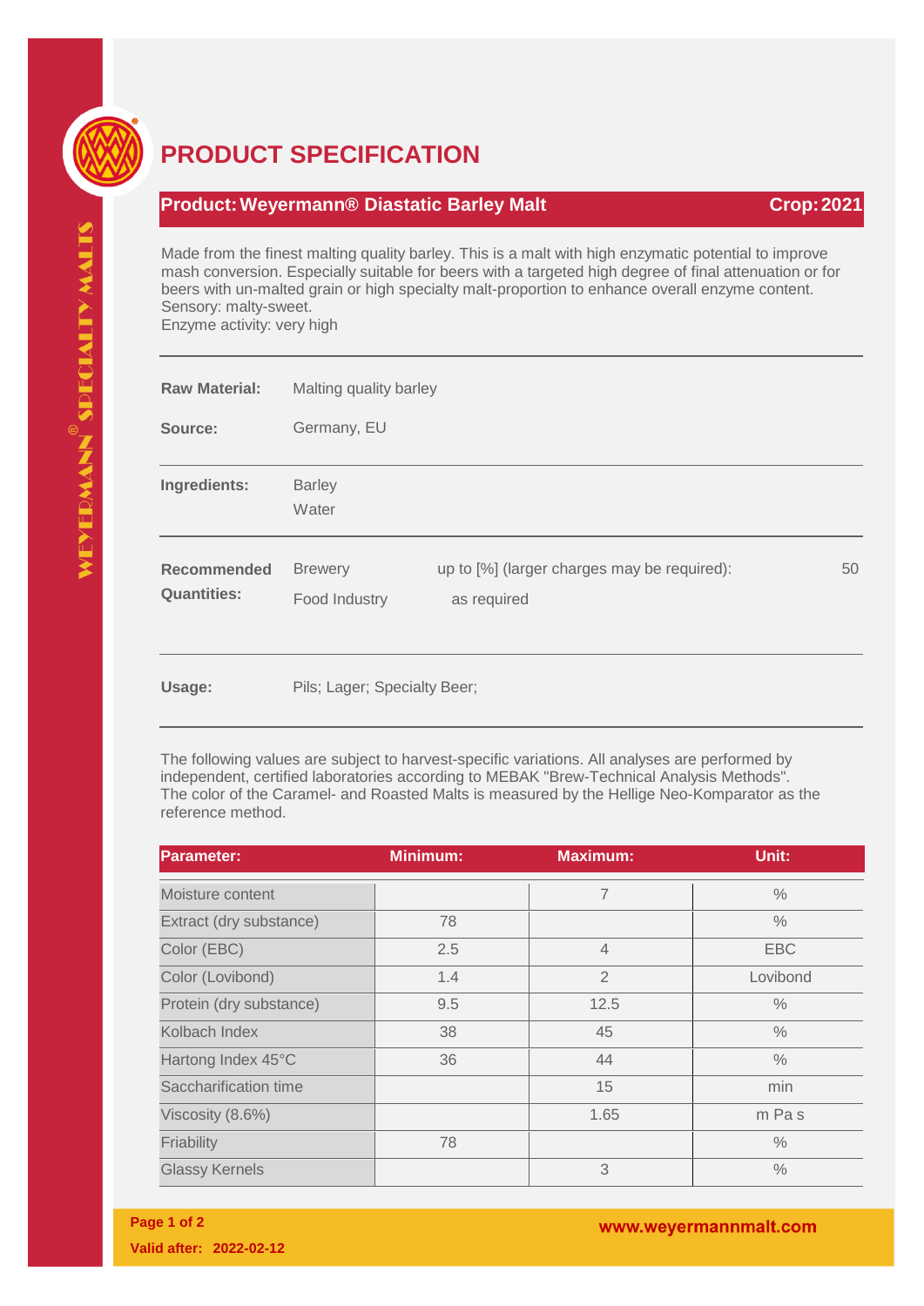# PRODUCT SPECIFICATION

**Product: Weyermann® Diastatic Barley Malt** **Crop: 2021**

Made from the finest malting quality barley. This is a malt with high enzymatic potential to improve mash conversion. Especially suitable for beers with a targeted high degree of final attenuation or for beers with un-malted grain or high specialty malt-proportion to enhance overall enzyme content.
Sensory: malty-sweet.
Enzyme activity: very high

**Raw Material:** Malting quality barley

**Source:** Germany, EU

**Ingredients:** Barley
Water

| | | | |
|---|---|---|---|
| **Recommended Quantities:** | Brewery | up to [%] (larger charges may be required): | 50 |
| | Food Industry | as required | |

**Usage:** Pils; Lager; Specialty Beer;

The following values are subject to harvest-specific variations. All analyses are performed by independent, certified laboratories according to MEBAK "Brew-Technical Analysis Methods". The color of the Caramel- and Roasted Malts is measured by the Hellige Neo-Komparator as the reference method.

| Parameter: | Minimum: | Maximum: | Unit: |
|---|---|---|---|
| Moisture content | | 7 | % |
| Extract (dry substance) | 78 | | % |
| Color (EBC) | 2.5 | 4 | EBC |
| Color (Lovibond) | 1.4 | 2 | Lovibond |
| Protein (dry substance) | 9.5 | 12.5 | % |
| Kolbach Index | 38 | 45 | % |
| Hartong Index 45°C | 36 | 44 | % |
| Saccharification time | | 15 | min |
| Viscosity (8.6%) | | 1.65 | m Pa s |
| Friability | 78 | | % |
| Glassy Kernels | | 3 | % |

Valid after: 2022-02-12

www.weyermannmalt.com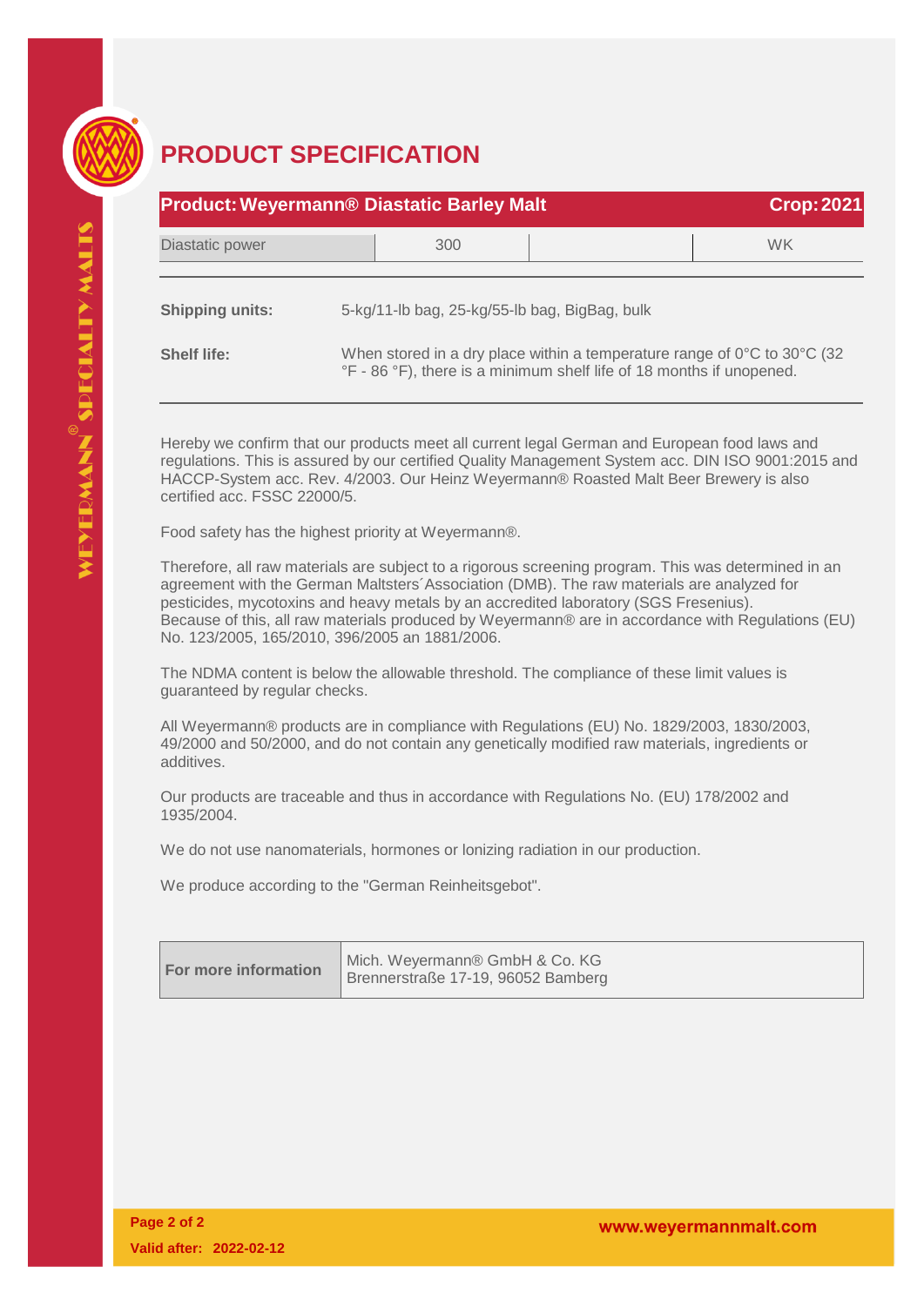# PRODUCT SPECIFICATION

| **Product: Weyermann® Diastatic Barley Malt** | | | **Crop: 2021** |
|---|---|---|---|
| Diastatic power | 300 | | WK |

**Shipping units:** 5-kg/11-lb bag, 25-kg/55-lb bag, BigBag, bulk

**Shelf life:** When stored in a dry place within a temperature range of 0°C to 30°C (32 °F - 86 °F), there is a minimum shelf life of 18 months if unopened.

Hereby we confirm that our products meet all current legal German and European food laws and regulations. This is assured by our certified Quality Management System acc. DIN ISO 9001:2015 and HACCP-System acc. Rev. 4/2003. Our Heinz Weyermann® Roasted Malt Beer Brewery is also certified acc. FSSC 22000/5.

Food safety has the highest priority at Weyermann®.

Therefore, all raw materials are subject to a rigorous screening program. This was determined in an agreement with the German Maltsters´Association (DMB). The raw materials are analyzed for pesticides, mycotoxins and heavy metals by an accredited laboratory (SGS Fresenius).
Because of this, all raw materials produced by Weyermann® are in accordance with Regulations (EU) No. 123/2005, 165/2010, 396/2005 an 1881/2006.

The NDMA content is below the allowable threshold. The compliance of these limit values is guaranteed by regular checks.

All Weyermann® products are in compliance with Regulations (EU) No. 1829/2003, 1830/2003, 49/2000 and 50/2000, and do not contain any genetically modified raw materials, ingredients or additives.

Our products are traceable and thus in accordance with Regulations No. (EU) 178/2002 and 1935/2004.

We do not use nanomaterials, hormones or Ionizing radiation in our production.

We produce according to the "German Reinheitsgebot".

| | |
|---|---|
| **For more information** | Mich. Weyermann® GmbH & Co. KG<br>Brennerstraße 17-19, 96052 Bamberg |

**Valid after: 2022-02-12**

**www.weyermannmalt.com**